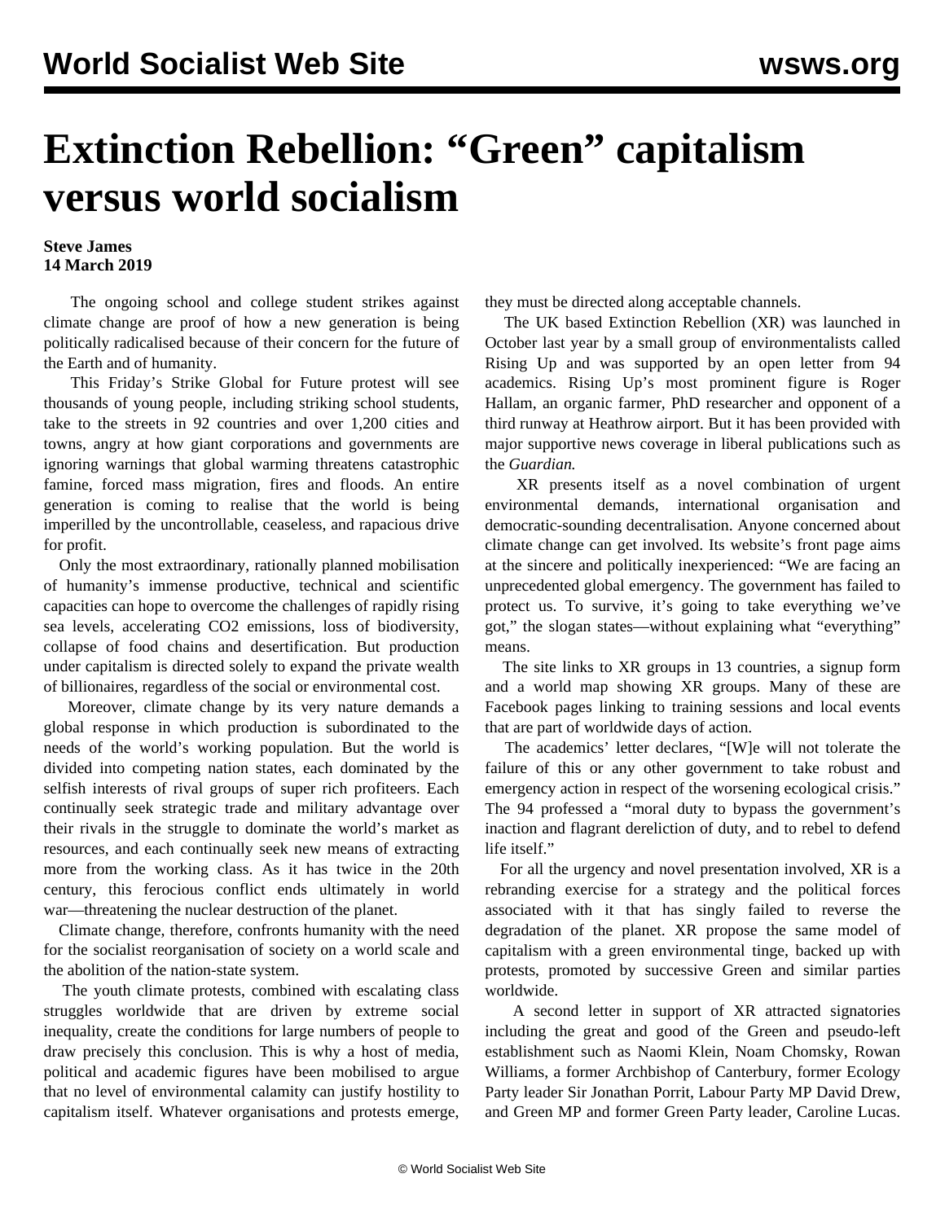# Extinction Rebellion: "Green" capitalism versus world socialism

**Steve James**
**14 March 2019**

The ongoing school and college student strikes against climate change are proof of how a new generation is being politically radicalised because of their concern for the future of the Earth and of humanity.

This Friday's Strike Global for Future protest will see thousands of young people, including striking school students, take to the streets in 92 countries and over 1,200 cities and towns, angry at how giant corporations and governments are ignoring warnings that global warming threatens catastrophic famine, forced mass migration, fires and floods. An entire generation is coming to realise that the world is being imperilled by the uncontrollable, ceaseless, and rapacious drive for profit.

Only the most extraordinary, rationally planned mobilisation of humanity's immense productive, technical and scientific capacities can hope to overcome the challenges of rapidly rising sea levels, accelerating $CO_2$ emissions, loss of biodiversity, collapse of food chains and desertification. But production under capitalism is directed solely to expand the private wealth of billionaires, regardless of the social or environmental cost.

Moreover, climate change by its very nature demands a global response in which production is subordinated to the needs of the world's working population. But the world is divided into competing nation states, each dominated by the selfish interests of rival groups of super rich profiteers. Each continually seek strategic trade and military advantage over their rivals in the struggle to dominate the world's market as resources, and each continually seek new means of extracting more from the working class. As it has twice in the 20th century, this ferocious conflict ends ultimately in world war—threatening the nuclear destruction of the planet.

Climate change, therefore, confronts humanity with the need for the socialist reorganisation of society on a world scale and the abolition of the nation-state system.

The youth climate protests, combined with escalating class struggles worldwide that are driven by extreme social inequality, create the conditions for large numbers of people to draw precisely this conclusion. This is why a host of media, political and academic figures have been mobilised to argue that no level of environmental calamity can justify hostility to capitalism itself. Whatever organisations and protests emerge, they must be directed along acceptable channels.

The UK based Extinction Rebellion (XR) was launched in October last year by a small group of environmentalists called Rising Up and was supported by an open letter from 94 academics. Rising Up's most prominent figure is Roger Hallam, an organic farmer, PhD researcher and opponent of a third runway at Heathrow airport. But it has been provided with major supportive news coverage in liberal publications such as the *Guardian.*

XR presents itself as a novel combination of urgent environmental demands, international organisation and democratic-sounding decentralisation. Anyone concerned about climate change can get involved. Its website's front page aims at the sincere and politically inexperienced: "We are facing an unprecedented global emergency. The government has failed to protect us. To survive, it's going to take everything we've got," the slogan states—without explaining what "everything" means.

The site links to XR groups in 13 countries, a signup form and a world map showing XR groups. Many of these are Facebook pages linking to training sessions and local events that are part of worldwide days of action.

The academics' letter declares, "[W]e will not tolerate the failure of this or any other government to take robust and emergency action in respect of the worsening ecological crisis." The 94 professed a "moral duty to bypass the government's inaction and flagrant dereliction of duty, and to rebel to defend life itself."

For all the urgency and novel presentation involved, XR is a rebranding exercise for a strategy and the political forces associated with it that has singly failed to reverse the degradation of the planet. XR propose the same model of capitalism with a green environmental tinge, backed up with protests, promoted by successive Green and similar parties worldwide.

A second letter in support of XR attracted signatories including the great and good of the Green and pseudo-left establishment such as Naomi Klein, Noam Chomsky, Rowan Williams, a former Archbishop of Canterbury, former Ecology Party leader Sir Jonathan Porrit, Labour Party MP David Drew, and Green MP and former Green Party leader, Caroline Lucas.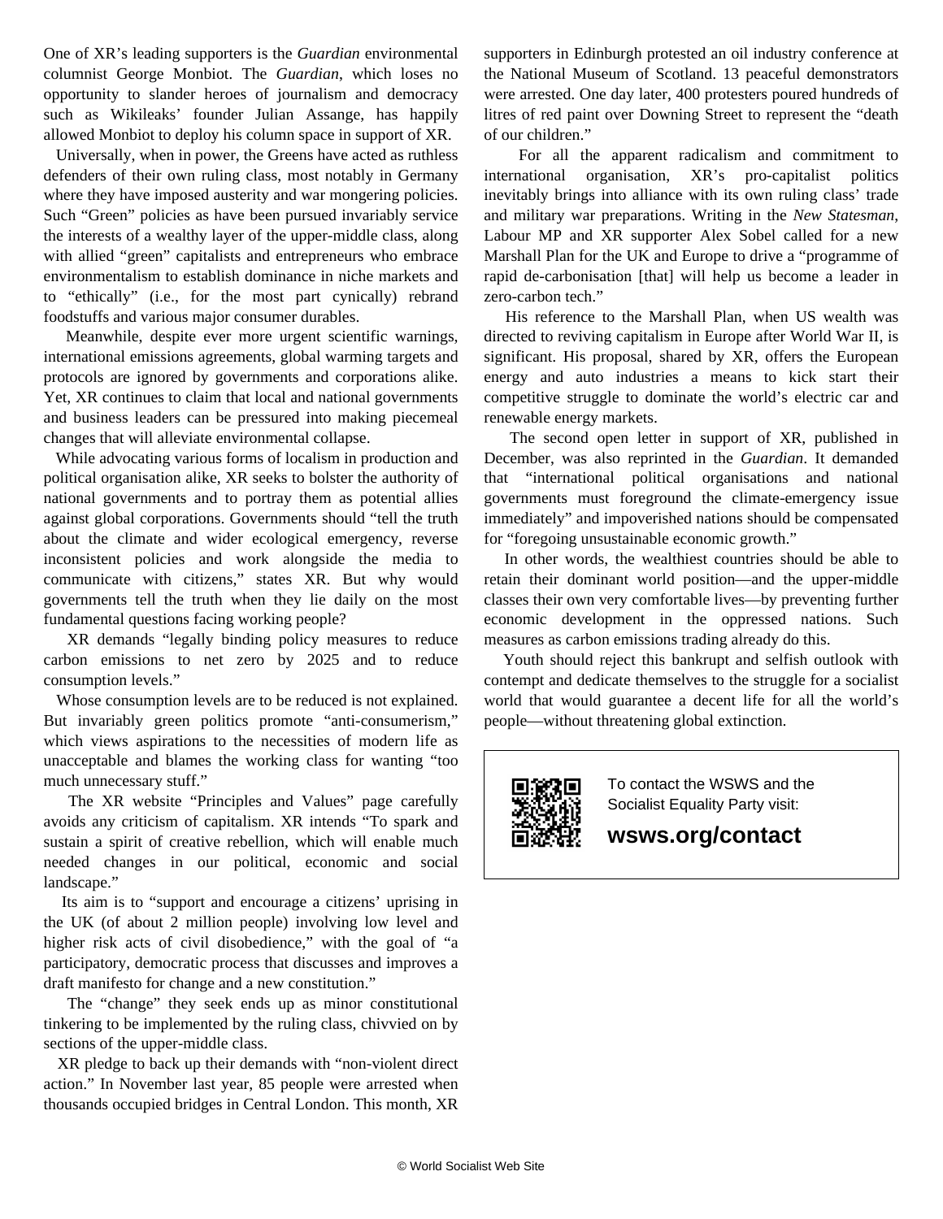One of XR's leading supporters is the *Guardian* environmental columnist George Monbiot. The *Guardian*, which loses no opportunity to slander heroes of journalism and democracy such as Wikileaks' founder Julian Assange, has happily allowed Monbiot to deploy his column space in support of XR.

Universally, when in power, the Greens have acted as ruthless defenders of their own ruling class, most notably in Germany where they have imposed austerity and war mongering policies. Such "Green" policies as have been pursued invariably service the interests of a wealthy layer of the upper-middle class, along with allied "green" capitalists and entrepreneurs who embrace environmentalism to establish dominance in niche markets and to "ethically" (i.e., for the most part cynically) rebrand foodstuffs and various major consumer durables.

Meanwhile, despite ever more urgent scientific warnings, international emissions agreements, global warming targets and protocols are ignored by governments and corporations alike. Yet, XR continues to claim that local and national governments and business leaders can be pressured into making piecemeal changes that will alleviate environmental collapse.

While advocating various forms of localism in production and political organisation alike, XR seeks to bolster the authority of national governments and to portray them as potential allies against global corporations. Governments should "tell the truth about the climate and wider ecological emergency, reverse inconsistent policies and work alongside the media to communicate with citizens," states XR. But why would governments tell the truth when they lie daily on the most fundamental questions facing working people?

XR demands "legally binding policy measures to reduce carbon emissions to net zero by 2025 and to reduce consumption levels."

Whose consumption levels are to be reduced is not explained. But invariably green politics promote "anti-consumerism," which views aspirations to the necessities of modern life as unacceptable and blames the working class for wanting "too much unnecessary stuff."

The XR website "Principles and Values" page carefully avoids any criticism of capitalism. XR intends "To spark and sustain a spirit of creative rebellion, which will enable much needed changes in our political, economic and social landscape."

Its aim is to "support and encourage a citizens' uprising in the UK (of about 2 million people) involving low level and higher risk acts of civil disobedience," with the goal of "a participatory, democratic process that discusses and improves a draft manifesto for change and a new constitution."

The "change" they seek ends up as minor constitutional tinkering to be implemented by the ruling class, chivvied on by sections of the upper-middle class.

XR pledge to back up their demands with "non-violent direct action." In November last year, 85 people were arrested when thousands occupied bridges in Central London. This month, XR supporters in Edinburgh protested an oil industry conference at the National Museum of Scotland. 13 peaceful demonstrators were arrested. One day later, 400 protesters poured hundreds of litres of red paint over Downing Street to represent the "death of our children."

For all the apparent radicalism and commitment to international organisation, XR's pro-capitalist politics inevitably brings into alliance with its own ruling class' trade and military war preparations. Writing in the *New Statesman*, Labour MP and XR supporter Alex Sobel called for a new Marshall Plan for the UK and Europe to drive a "programme of rapid de-carbonisation [that] will help us become a leader in zero-carbon tech."

His reference to the Marshall Plan, when US wealth was directed to reviving capitalism in Europe after World War II, is significant. His proposal, shared by XR, offers the European energy and auto industries a means to kick start their competitive struggle to dominate the world's electric car and renewable energy markets.

The second open letter in support of XR, published in December, was also reprinted in the *Guardian*. It demanded that "international political organisations and national governments must foreground the climate-emergency issue immediately" and impoverished nations should be compensated for "foregoing unsustainable economic growth."

In other words, the wealthiest countries should be able to retain their dominant world position—and the upper-middle classes their own very comfortable lives—by preventing further economic development in the oppressed nations. Such measures as carbon emissions trading already do this.

Youth should reject this bankrupt and selfish outlook with contempt and dedicate themselves to the struggle for a socialist world that would guarantee a decent life for all the world's people—without threatening global extinction.

To contact the WSWS and the Socialist Equality Party visit:

**wsws.org/contact**